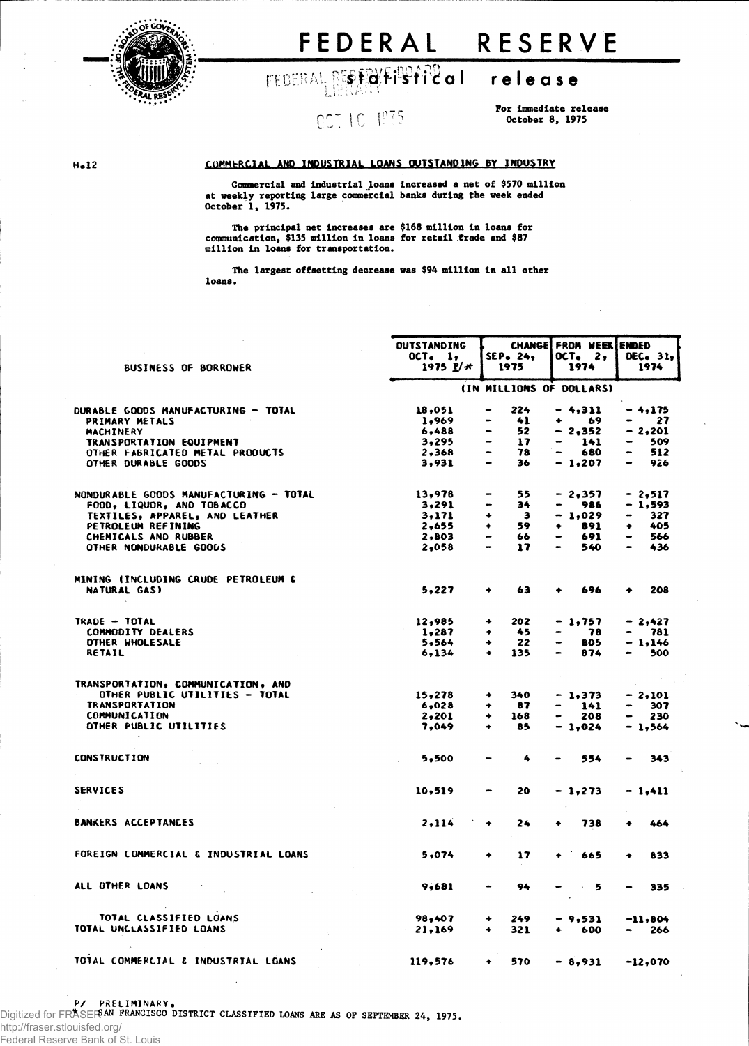# FEDERAL RESERVE

## statistical release

For immediate release
October 8, 1975

H.12

### COMMERCIAL AND INDUSTRIAL LOANS OUTSTANDING BY INDUSTRY

Commercial and industrial loans increased a net of $570 million at weekly reporting large commercial banks during the week ended October 1, 1975.

The principal net increases are $168 million in loans for communication, $135 million in loans for retail trade and $87 million in loans for transportation.

The largest offsetting decrease was $94 million in all other loans.

| BUSINESS OF BORROWER | OUTSTANDING OCT. 1, 1975 P/* | CHANGE FROM WEEK ENDED SEP. 24, 1975 | OCT. 2, 1974 | DEC. 31, 1974 |
|---|---|---|---|---|
| | (IN MILLIONS OF DOLLARS) | | | |
| DURABLE GOODS MANUFACTURING - TOTAL | 18,051 | - 224 | - 4,311 | - 4,175 |
| PRIMARY METALS | 1,969 | - 41 | + 69 | - 27 |
| MACHINERY | 6,488 | - 52 | - 2,352 | - 2,201 |
| TRANSPORTATION EQUIPMENT | 3,295 | - 17 | - 141 | - 509 |
| OTHER FABRICATED METAL PRODUCTS | 2,368 | - 78 | - 680 | - 512 |
| OTHER DURABLE GOODS | 3,931 | - 36 | - 1,207 | - 926 |
| NONDURABLE GOODS MANUFACTURING - TOTAL | 13,978 | - 55 | - 2,357 | - 2,517 |
| FOOD, LIQUOR, AND TOBACCO | 3,291 | - 34 | - 986 | - 1,593 |
| TEXTILES, APPAREL, AND LEATHER | 3,171 | + 3 | - 1,029 | - 327 |
| PETROLEUM REFINING | 2,655 | + 59 | + 891 | + 405 |
| CHEMICALS AND RUBBER | 2,803 | - 66 | - 691 | - 566 |
| OTHER NONDURABLE GOODS | 2,058 | - 17 | - 540 | - 436 |
| MINING (INCLUDING CRUDE PETROLEUM & NATURAL GAS) | 5,227 | + 63 | + 696 | + 208 |
| TRADE - TOTAL | 12,985 | + 202 | - 1,757 | - 2,427 |
| COMMODITY DEALERS | 1,287 | + 45 | - 78 | - 781 |
| OTHER WHOLESALE | 5,564 | + 22 | - 805 | - 1,146 |
| RETAIL | 6,134 | + 135 | - 874 | - 500 |
| TRANSPORTATION, COMMUNICATION, AND OTHER PUBLIC UTILITIES - TOTAL | 15,278 | + 340 | - 1,373 | - 2,101 |
| TRANSPORTATION | 6,028 | + 87 | - 141 | - 307 |
| COMMUNICATION | 2,201 | + 168 | - 208 | - 230 |
| OTHER PUBLIC UTILITIES | 7,049 | + 85 | - 1,024 | - 1,564 |
| CONSTRUCTION | 5,500 | - 4 | - 554 | - 343 |
| SERVICES | 10,519 | - 20 | - 1,273 | - 1,411 |
| BANKERS ACCEPTANCES | 2,114 | + 24 | + 738 | + 464 |
| FOREIGN COMMERCIAL & INDUSTRIAL LOANS | 5,074 | + 17 | + 665 | + 833 |
| ALL OTHER LOANS | 9,681 | - 94 | - 5 | - 335 |
| TOTAL CLASSIFIED LOANS | 98,407 | + 249 | - 9,531 | -11,804 |
| TOTAL UNCLASSIFIED LOANS | 21,169 | + 321 | + 600 | - 266 |
| TOTAL COMMERCIAL & INDUSTRIAL LOANS | 119,576 | + 570 | - 8,931 | -12,070 |

P/ PRELIMINARY.
* SAN FRANCISCO DISTRICT CLASSIFIED LOANS ARE AS OF SEPTEMBER 24, 1975.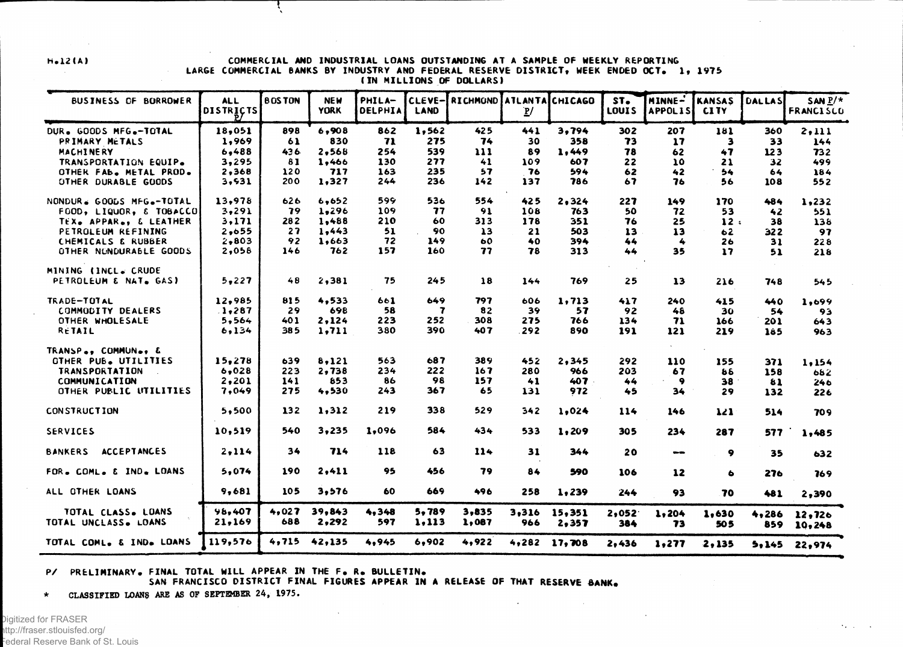H.12(A)

# COMMERCIAL AND INDUSTRIAL LOANS OUTSTANDING AT A SAMPLE OF WEEKLY REPORTING LARGE COMMERCIAL BANKS BY INDUSTRY AND FEDERAL RESERVE DISTRICT, WEEK ENDED OCT. 1, 1975

(IN MILLIONS OF DOLLARS)

| BUSINESS OF BORROWER | ALL DISTRICTS P/ | BOSTON | NEW YORK | PHILA-DELPHIA | CLEVE-LAND | RICHMOND | ATLANTA P/ | CHICAGO | ST. LOUIS | MINNE-APOLIS | KANSAS CITY | DALLAS | SAN P/* FRANCISCO |
|---|---|---|---|---|---|---|---|---|---|---|---|---|---|
| DUR. GOODS MFG.-TOTAL | 18,051 | 898 | 6,908 | 862 | 1,562 | 425 | 441 | 3,794 | 302 | 207 | 181 | 360 | 2,111 |
| PRIMARY METALS | 1,969 | 61 | 830 | 71 | 275 | 74 | 30 | 358 | 73 | 17 | 3 | 33 | 144 |
| MACHINERY | 6,488 | 436 | 2,568 | 254 | 539 | 111 | 89 | 1,449 | 78 | 62 | 47 | 123 | 732 |
| TRANSPORTATION EQUIP. | 3,295 | 81 | 1,466 | 130 | 277 | 41 | 109 | 607 | 22 | 10 | 21 | 32 | 499 |
| OTHER FAB. METAL PROD. | 2,368 | 120 | 717 | 163 | 235 | 57 | 76 | 594 | 62 | 42 | 54 | 64 | 184 |
| OTHER DURABLE GOODS | 3,931 | 200 | 1,327 | 244 | 236 | 142 | 137 | 786 | 67 | 76 | 56 | 108 | 552 |
| NONDUR. GOODS MFG.-TOTAL | 13,978 | 626 | 6,652 | 599 | 536 | 554 | 425 | 2,324 | 227 | 149 | 170 | 484 | 1,232 |
| FOOD, LIQUOR, & TOBACCO | 3,291 | 79 | 1,296 | 109 | 77 | 91 | 108 | 763 | 50 | 72 | 53 | 42 | 551 |
| TEX. APPAR., & LEATHER | 3,171 | 282 | 1,488 | 210 | 60 | 313 | 178 | 351 | 76 | 25 | 12 | 38 | 138 |
| PETROLEUM REFINING | 2,655 | 27 | 1,443 | 51 | 90 | 13 | 21 | 503 | 13 | 13 | 62 | 322 | 97 |
| CHEMICALS & RUBBER | 2,803 | 92 | 1,663 | 72 | 149 | 60 | 40 | 394 | 44 | 4 | 26 | 31 | 228 |
| OTHER NONDURABLE GOODS | 2,058 | 146 | 762 | 157 | 160 | 77 | 78 | 313 | 44 | 35 | 17 | 51 | 218 |
| MINING (INCL. CRUDE PETROLEUM & NAT. GAS) | 5,227 | 48 | 2,381 | 75 | 245 | 18 | 144 | 769 | 25 | 13 | 216 | 748 | 545 |
| TRADE-TOTAL | 12,985 | 815 | 4,533 | 661 | 649 | 797 | 606 | 1,713 | 417 | 240 | 415 | 440 | 1,699 |
| COMMODITY DEALERS | 1,287 | 29 | 698 | 58 | 7 | 82 | 39 | 57 | 92 | 48 | 30 | 54 | 93 |
| OTHER WHOLESALE | 5,564 | 401 | 2,124 | 223 | 252 | 308 | 275 | 766 | 134 | 71 | 166 | 201 | 643 |
| RETAIL | 6,134 | 385 | 1,711 | 380 | 390 | 407 | 292 | 890 | 191 | 121 | 219 | 185 | 963 |
| TRANSP., COMMUN., & OTHER PUB. UTILITIES | 15,278 | 639 | 8,121 | 563 | 687 | 389 | 452 | 2,345 | 292 | 110 | 155 | 371 | 1,154 |
| TRANSPORTATION | 6,028 | 223 | 2,738 | 234 | 222 | 167 | 280 | 966 | 203 | 67 | 88 | 158 | 682 |
| COMMUNICATION | 2,201 | 141 | 853 | 86 | 98 | 157 | 41 | 407 | 44 | 9 | 38 | 81 | 246 |
| OTHER PUBLIC UTILITIES | 7,049 | 275 | 4,530 | 243 | 367 | 65 | 131 | 972 | 45 | 34 | 29 | 132 | 226 |
| CONSTRUCTION | 5,500 | 132 | 1,312 | 219 | 338 | 529 | 342 | 1,024 | 114 | 146 | 121 | 514 | 709 |
| SERVICES | 10,519 | 540 | 3,235 | 1,096 | 584 | 434 | 533 | 1,209 | 305 | 234 | 287 | 577 | 1,485 |
| BANKERS ACCEPTANCES | 2,114 | 34 | 714 | 118 | 63 | 114 | 31 | 344 | 20 | -- | 9 | 35 | 632 |
| FOR. COML. & IND. LOANS | 5,074 | 190 | 2,411 | 95 | 456 | 79 | 84 | 590 | 106 | 12 | 6 | 276 | 769 |
| ALL OTHER LOANS | 9,681 | 105 | 3,576 | 60 | 669 | 496 | 258 | 1,239 | 244 | 93 | 70 | 481 | 2,390 |
| TOTAL CLASS. LOANS | 98,407 | 4,027 | 39,843 | 4,348 | 5,789 | 3,835 | 3,316 | 15,351 | 2,052 | 1,204 | 1,630 | 4,286 | 12,726 |
| TOTAL UNCLASS. LOANS | 21,169 | 688 | 2,292 | 597 | 1,113 | 1,087 | 966 | 2,357 | 384 | 73 | 505 | 859 | 10,248 |
| TOTAL COML. & IND. LOANS | 119,576 | 4,715 | 42,135 | 4,945 | 6,902 | 4,922 | 4,282 | 17,708 | 2,436 | 1,277 | 2,135 | 5,145 | 22,974 |

P/ PRELIMINARY. FINAL TOTAL WILL APPEAR IN THE F. R. BULLETIN.
SAN FRANCISCO DISTRICT FINAL FIGURES APPEAR IN A RELEASE OF THAT RESERVE BANK.

\* CLASSIFIED LOANS ARE AS OF SEPTEMBER 24, 1975.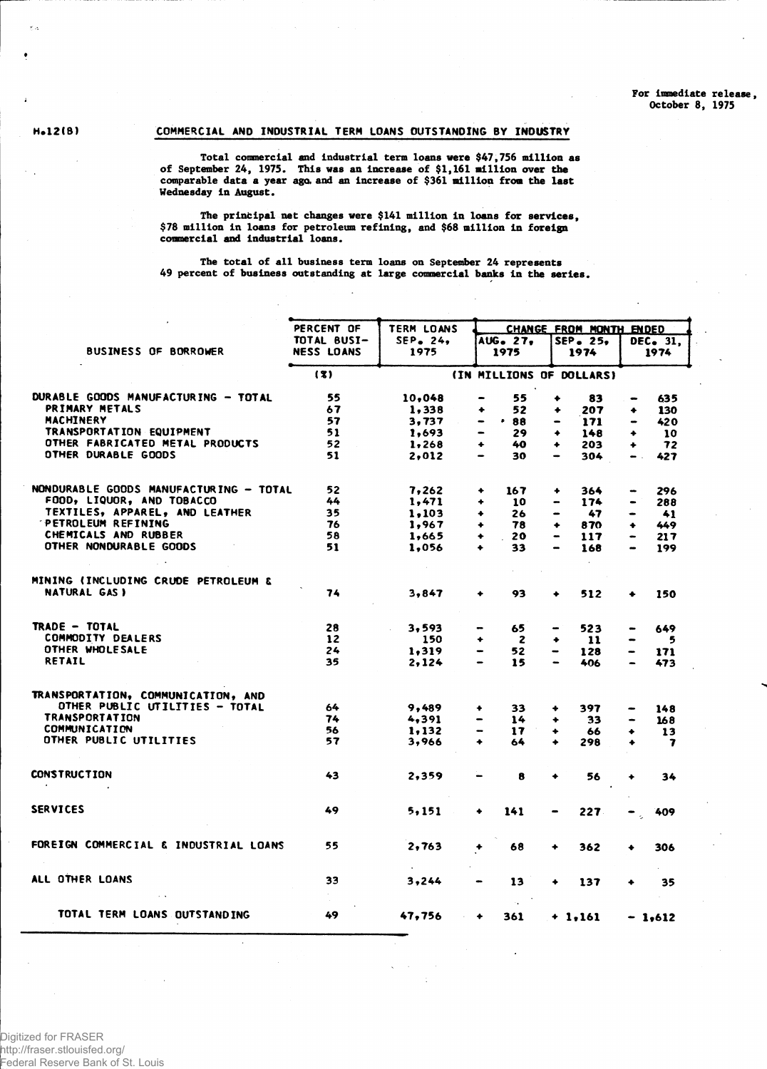For immediate release, October 8, 1975

H.12(B)

## COMMERCIAL AND INDUSTRIAL TERM LOANS OUTSTANDING BY INDUSTRY

Total commercial and industrial term loans were $47,756 million as of September 24, 1975. This was an increase of $1,161 million over the comparable data a year ago and an increase of $361 million from the last Wednesday in August.

The principal net changes were $141 million in loans for services, $78 million in loans for petroleum refining, and $68 million in foreign commercial and industrial loans.

The total of all business term loans on September 24 represents 49 percent of business outstanding at large commercial banks in the series.

| BUSINESS OF BORROWER | PERCENT OF TOTAL BUSINESS LOANS | TERM LOANS SEP. 24, 1975 | CHANGE FROM MONTH ENDED AUG. 27, 1975 | SEP. 25, 1974 | DEC. 31, 1974 |
|---|---|---|---|---|---|
| | (%) | (IN MILLIONS OF DOLLARS) | | | |
| DURABLE GOODS MANUFACTURING - TOTAL | 55 | 10,048 | - 55 | + 83 | - 635 |
| PRIMARY METALS | 67 | 1,338 | + 52 | + 207 | + 130 |
| MACHINERY | 57 | 3,737 | - 88 | - 171 | - 420 |
| TRANSPORTATION EQUIPMENT | 51 | 1,693 | - 29 | + 148 | + 10 |
| OTHER FABRICATED METAL PRODUCTS | 52 | 1,268 | + 40 | + 203 | + 72 |
| OTHER DURABLE GOODS | 51 | 2,012 | - 30 | - 304 | - 427 |
| NONDURABLE GOODS MANUFACTURING - TOTAL | 52 | 7,262 | + 167 | + 364 | - 296 |
| FOOD, LIQUOR, AND TOBACCO | 44 | 1,471 | + 10 | - 174 | - 288 |
| TEXTILES, APPAREL, AND LEATHER | 35 | 1,103 | + 26 | - 47 | - 41 |
| PETROLEUM REFINING | 76 | 1,967 | + 78 | + 870 | + 449 |
| CHEMICALS AND RUBBER | 58 | 1,665 | + 20 | - 117 | - 217 |
| OTHER NONDURABLE GOODS | 51 | 1,056 | + 33 | - 168 | - 199 |
| MINING (INCLUDING CRUDE PETROLEUM & NATURAL GAS) | 74 | 3,847 | + 93 | + 512 | + 150 |
| TRADE - TOTAL | 28 | 3,593 | - 65 | - 523 | - 649 |
| COMMODITY DEALERS | 12 | 150 | + 2 | + 11 | - 5 |
| OTHER WHOLESALE | 24 | 1,319 | - 52 | - 128 | - 171 |
| RETAIL | 35 | 2,124 | - 15 | - 406 | - 473 |
| TRANSPORTATION, COMMUNICATION, AND OTHER PUBLIC UTILITIES - TOTAL | 64 | 9,489 | + 33 | + 397 | - 148 |
| TRANSPORTATION | 74 | 4,391 | - 14 | + 33 | - 168 |
| COMMUNICATION | 56 | 1,132 | - 17 | + 66 | + 13 |
| OTHER PUBLIC UTILITIES | 57 | 3,966 | + 64 | + 298 | + 7 |
| CONSTRUCTION | 43 | 2,359 | - 8 | + 56 | + 34 |
| SERVICES | 49 | 5,151 | + 141 | - 227 | - 409 |
| FOREIGN COMMERCIAL & INDUSTRIAL LOANS | 55 | 2,763 | + 68 | + 362 | + 306 |
| ALL OTHER LOANS | 33 | 3,244 | - 13 | + 137 | + 35 |
| TOTAL TERM LOANS OUTSTANDING | 49 | 47,756 | + 361 | + 1,161 | - 1,612 |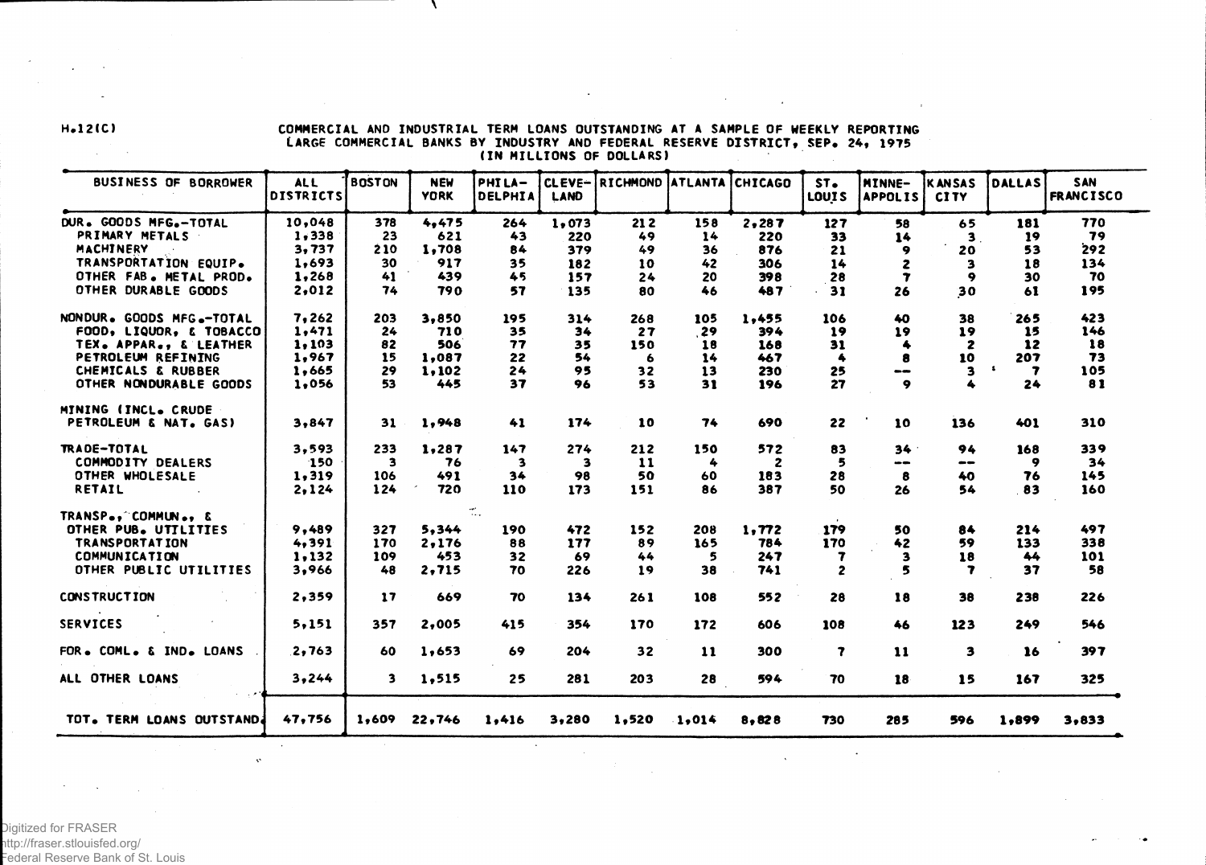H.12(C)

COMMERCIAL AND INDUSTRIAL TERM LOANS OUTSTANDING AT A SAMPLE OF WEEKLY REPORTING LARGE COMMERCIAL BANKS BY INDUSTRY AND FEDERAL RESERVE DISTRICT, SEP. 24, 1975 (IN MILLIONS OF DOLLARS)

| BUSINESS OF BORROWER | ALL DISTRICTS | BOSTON | NEW YORK | PHILA-DELPHIA | CLEVE-LAND | RICHMOND | ATLANTA | CHICAGO | ST. LOUIS | MINNE-APPOLIS | KANSAS CITY | DALLAS | SAN FRANCISCO |
|---|---|---|---|---|---|---|---|---|---|---|---|---|---|
| DUR. GOODS MFG.-TOTAL | 10,048 | 378 | 4,475 | 264 | 1,073 | 212 | 158 | 2,287 | 127 | 58 | 65 | 181 | 770 |
| PRIMARY METALS | 1,338 | 23 | 621 | 43 | 220 | 49 | 14 | 220 | 33 | 14 | 3 | 19 | 79 |
| MACHINERY | 3,737 | 210 | 1,708 | 84 | 379 | 49 | 36 | 876 | 21 | 9 | 20 | 53 | 292 |
| TRANSPORTATION EQUIP. | 1,693 | 30 | 917 | 35 | 182 | 10 | 42 | 306 | 14 | 2 | 3 | 18 | 134 |
| OTHER FAB. METAL PROD. | 1,268 | 41 | 439 | 45 | 157 | 24 | 20 | 398 | 28 | 7 | 9 | 30 | 70 |
| OTHER DURABLE GOODS | 2,012 | 74 | 790 | 57 | 135 | 80 | 46 | 487 | 31 | 26 | 30 | 61 | 195 |
| NONDUR. GOODS MFG.-TOTAL | 7,262 | 203 | 3,850 | 195 | 314 | 268 | 105 | 1,455 | 106 | 40 | 38 | 265 | 423 |
| FOOD, LIQUOR, & TOBACCO | 1,471 | 24 | 710 | 35 | 34 | 27 | 29 | 394 | 19 | 19 | 19 | 15 | 146 |
| TEX. APPAR., & LEATHER | 1,103 | 82 | 506 | 77 | 35 | 150 | 18 | 168 | 31 | 4 | 2 | 12 | 18 |
| PETROLEUM REFINING | 1,967 | 15 | 1,087 | 22 | 54 | 6 | 14 | 467 | 4 | 8 | 10 | 207 | 73 |
| CHEMICALS & RUBBER | 1,665 | 29 | 1,102 | 24 | 95 | 32 | 13 | 230 | 25 | -- | 3 | 7 | 105 |
| OTHER NONDURABLE GOODS | 1,056 | 53 | 445 | 37 | 96 | 53 | 31 | 196 | 27 | 9 | 4 | 24 | 81 |
| MINING (INCL. CRUDE PETROLEUM & NAT. GAS) | 3,847 | 31 | 1,948 | 41 | 174 | 10 | 74 | 690 | 22 | 10 | 136 | 401 | 310 |
| TRADE-TOTAL | 3,593 | 233 | 1,287 | 147 | 274 | 212 | 150 | 572 | 83 | 34 | 94 | 168 | 339 |
| COMMODITY DEALERS | 150 | 3 | 76 | 3 | 3 | 11 | 4 | 2 | 5 | -- | -- | 9 | 34 |
| OTHER WHOLESALE | 1,319 | 106 | 491 | 34 | 98 | 50 | 60 | 183 | 28 | 8 | 40 | 76 | 145 |
| RETAIL | 2,124 | 124 | 720 | 110 | 173 | 151 | 86 | 387 | 50 | 26 | 54 | 83 | 160 |
| TRANSP., COMMUN., & OTHER PUB. UTILITIES | 9,489 | 327 | 5,344 | 190 | 472 | 152 | 208 | 1,772 | 179 | 50 | 84 | 214 | 497 |
| TRANSPORTATION | 4,391 | 170 | 2,176 | 88 | 177 | 89 | 165 | 784 | 170 | 42 | 59 | 133 | 338 |
| COMMUNICATION | 1,132 | 109 | 453 | 32 | 69 | 44 | 5 | 247 | 7 | 3 | 18 | 44 | 101 |
| OTHER PUBLIC UTILITIES | 3,966 | 48 | 2,715 | 70 | 226 | 19 | 38 | 741 | 2 | 5 | 7 | 37 | 58 |
| CONSTRUCTION | 2,359 | 17 | 669 | 70 | 134 | 261 | 108 | 552 | 28 | 18 | 38 | 238 | 226 |
| SERVICES | 5,151 | 357 | 2,005 | 415 | 354 | 170 | 172 | 606 | 108 | 46 | 123 | 249 | 546 |
| FOR. COML. & IND. LOANS | 2,763 | 60 | 1,653 | 69 | 204 | 32 | 11 | 300 | 7 | 11 | 3 | 16 | 397 |
| ALL OTHER LOANS | 3,244 | 3 | 1,515 | 25 | 281 | 203 | 28 | 594 | 70 | 18 | 15 | 167 | 325 |
| TOT. TERM LOANS OUTSTAND. | 47,756 | 1,609 | 22,746 | 1,416 | 3,280 | 1,520 | 1,014 | 8,828 | 730 | 285 | 596 | 1,899 | 3,833 |